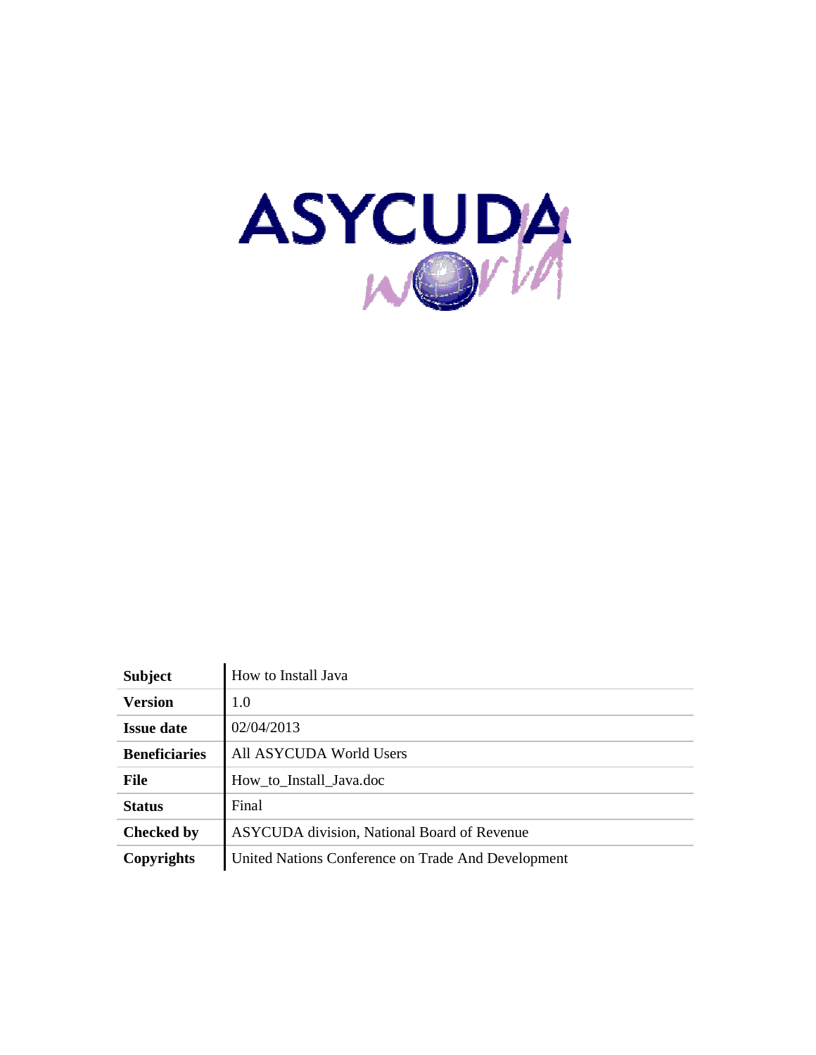| **Subject** | How to Install Java |
|---|---|
| **Version** | 1.0 |
| **Issue date** | 02/04/2013 |
| **Beneficiaries** | All ASYCUDA World Users |
| **File** | How_to_Install_Java.doc |
| **Status** | Final |
| **Checked by** | ASYCUDA division, National Board of Revenue |
| **Copyrights** | United Nations Conference on Trade And Development |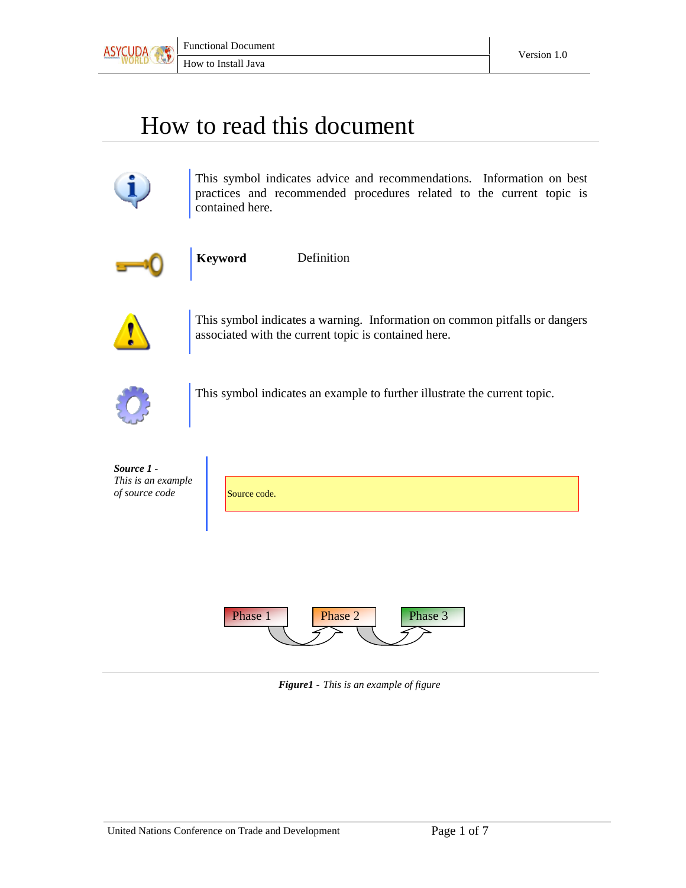# How to read this document

This symbol indicates advice and recommendations. Information on best practices and recommended procedures related to the current topic is contained here.

**Keyword** Definition

This symbol indicates a warning. Information on common pitfalls or dangers associated with the current topic is contained here.

This symbol indicates an example to further illustrate the current topic.

***Source 1*** *- This is an example of source code*

```
Source code.
```

Phase 1 Phase 2 Phase 3

***Figure1*** *- This is an example of figure*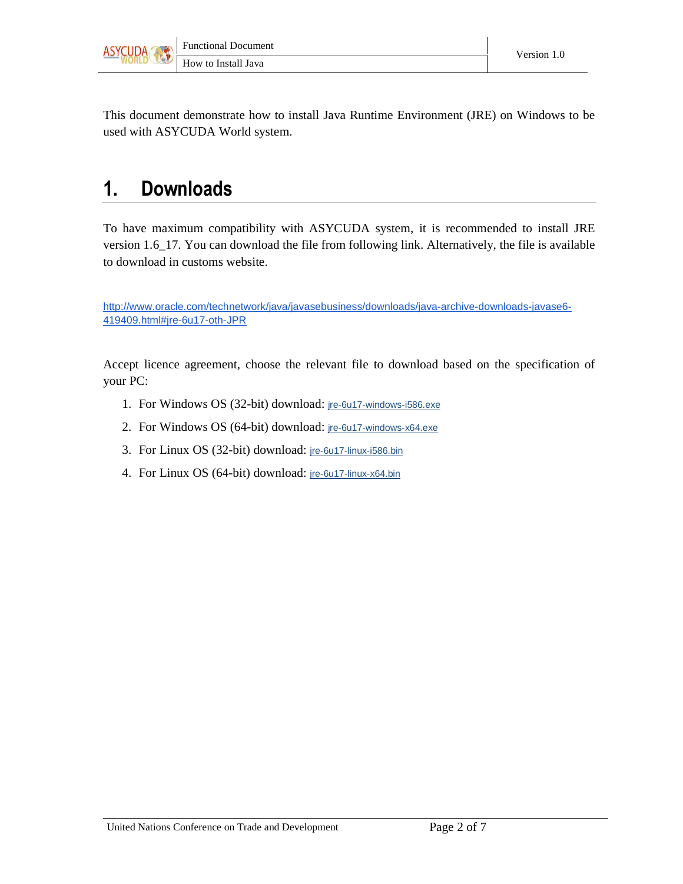This document demonstrate how to install Java Runtime Environment (JRE) on Windows to be used with ASYCUDA World system.

# 1. Downloads

To have maximum compatibility with ASYCUDA system, it is recommended to install JRE version 1.6_17. You can download the file from following link. Alternatively, the file is available to download in customs website.

http://www.oracle.com/technetwork/java/javasebusiness/downloads/java-archive-downloads-javase6-419409.html#jre-6u17-oth-JPR

Accept licence agreement, choose the relevant file to download based on the specification of your PC:

1. For Windows OS (32-bit) download: jre-6u17-windows-i586.exe
2. For Windows OS (64-bit) download: jre-6u17-windows-x64.exe
3. For Linux OS (32-bit) download: jre-6u17-linux-i586.bin
4. For Linux OS (64-bit) download: jre-6u17-linux-x64.bin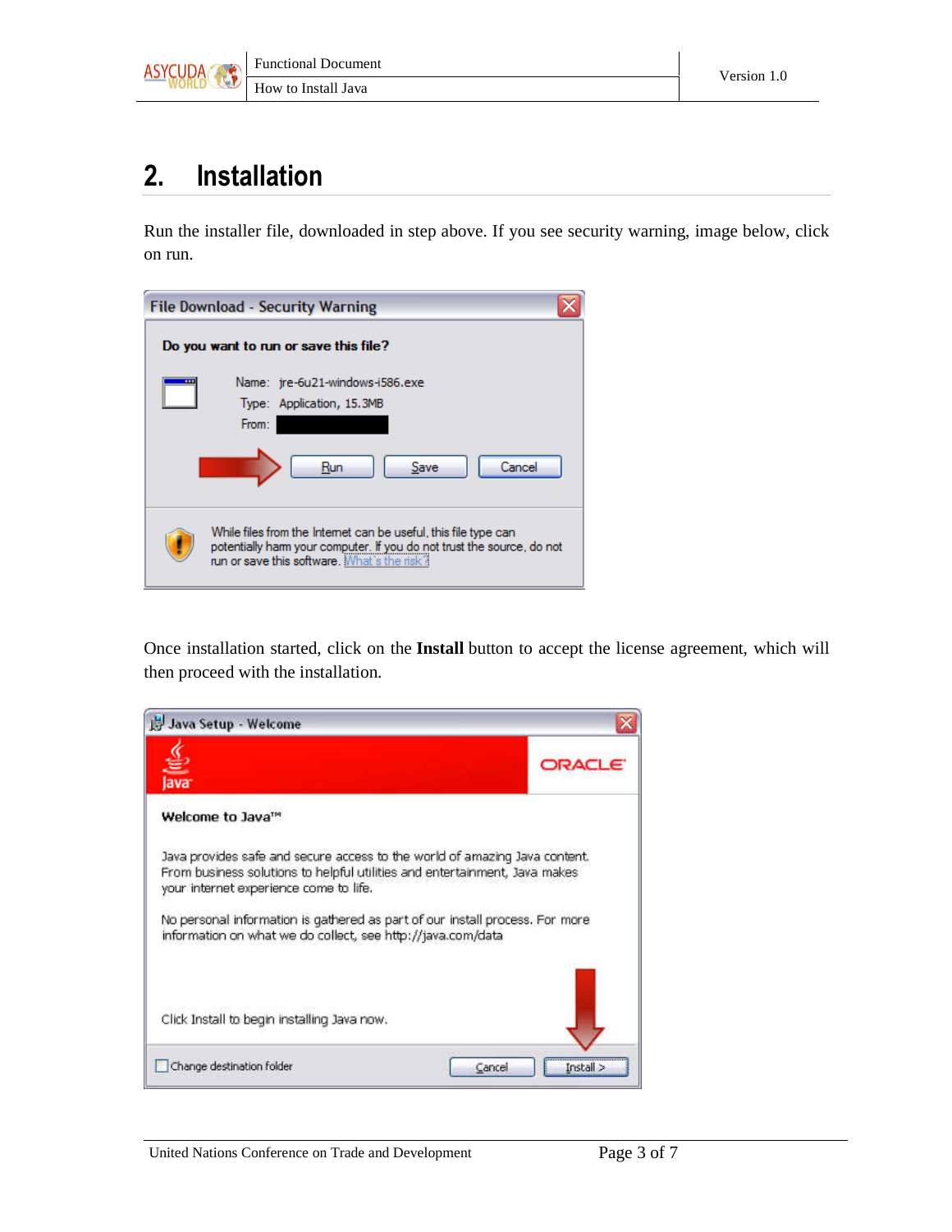## 2. Installation

Run the installer file, downloaded in step above. If you see security warning, image below, click on run.

Once installation started, click on the **Install** button to accept the license agreement, which will then proceed with the installation.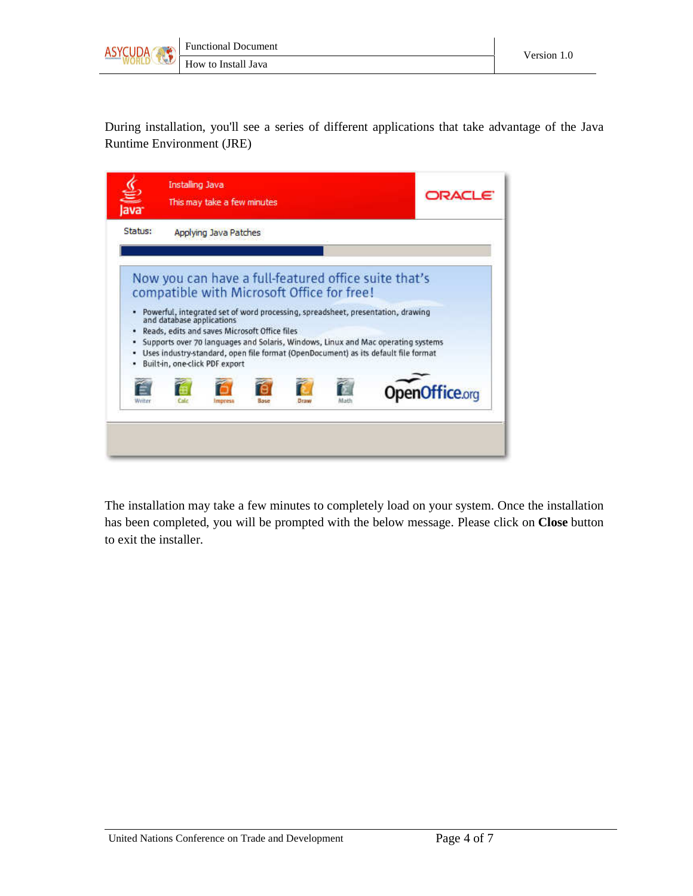During installation, you'll see a series of different applications that take advantage of the Java Runtime Environment (JRE)

The installation may take a few minutes to completely load on your system. Once the installation has been completed, you will be prompted with the below message. Please click on **Close** button to exit the installer.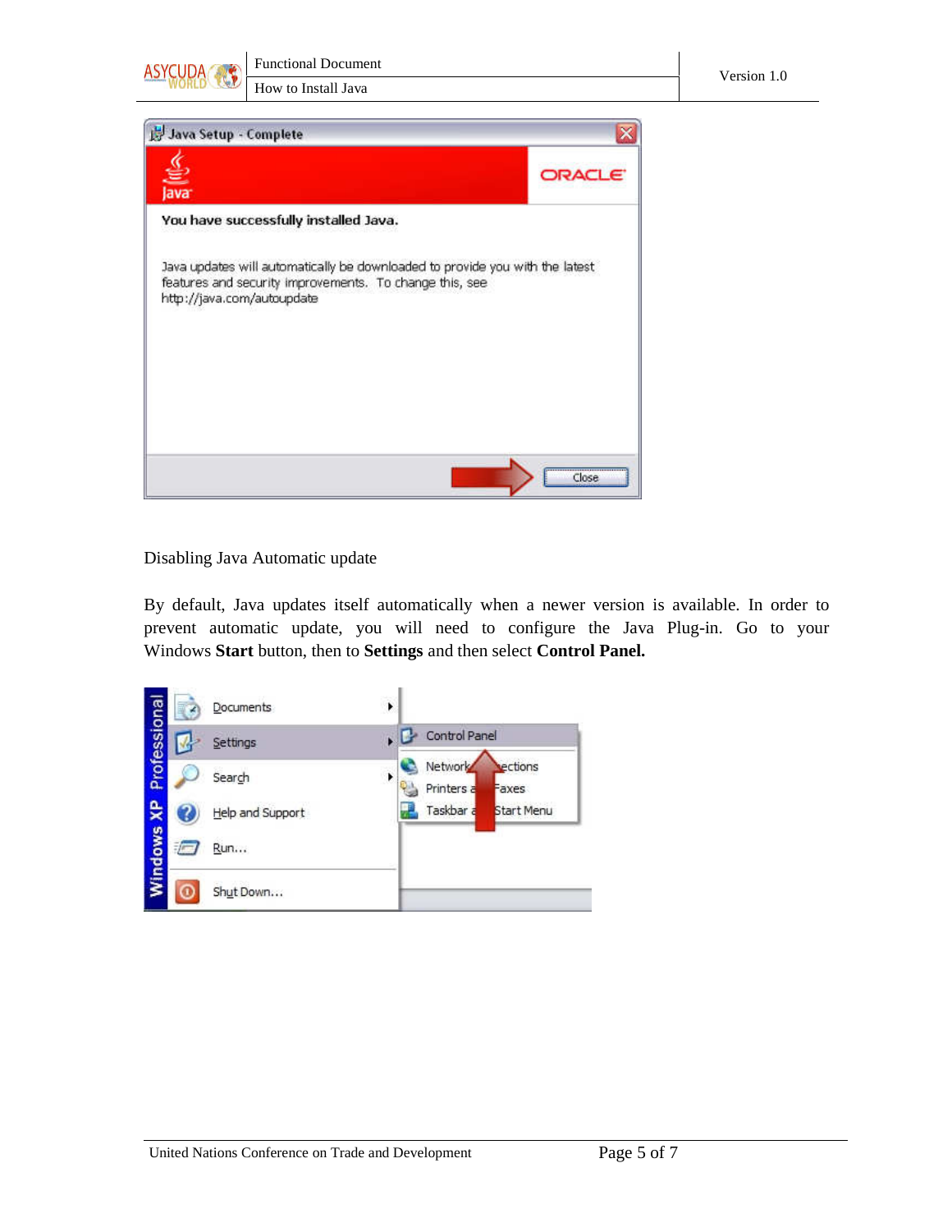Disabling Java Automatic update

By default, Java updates itself automatically when a newer version is available. In order to prevent automatic update, you will need to configure the Java Plug-in. Go to your Windows **Start** button, then to **Settings** and then select **Control Panel.**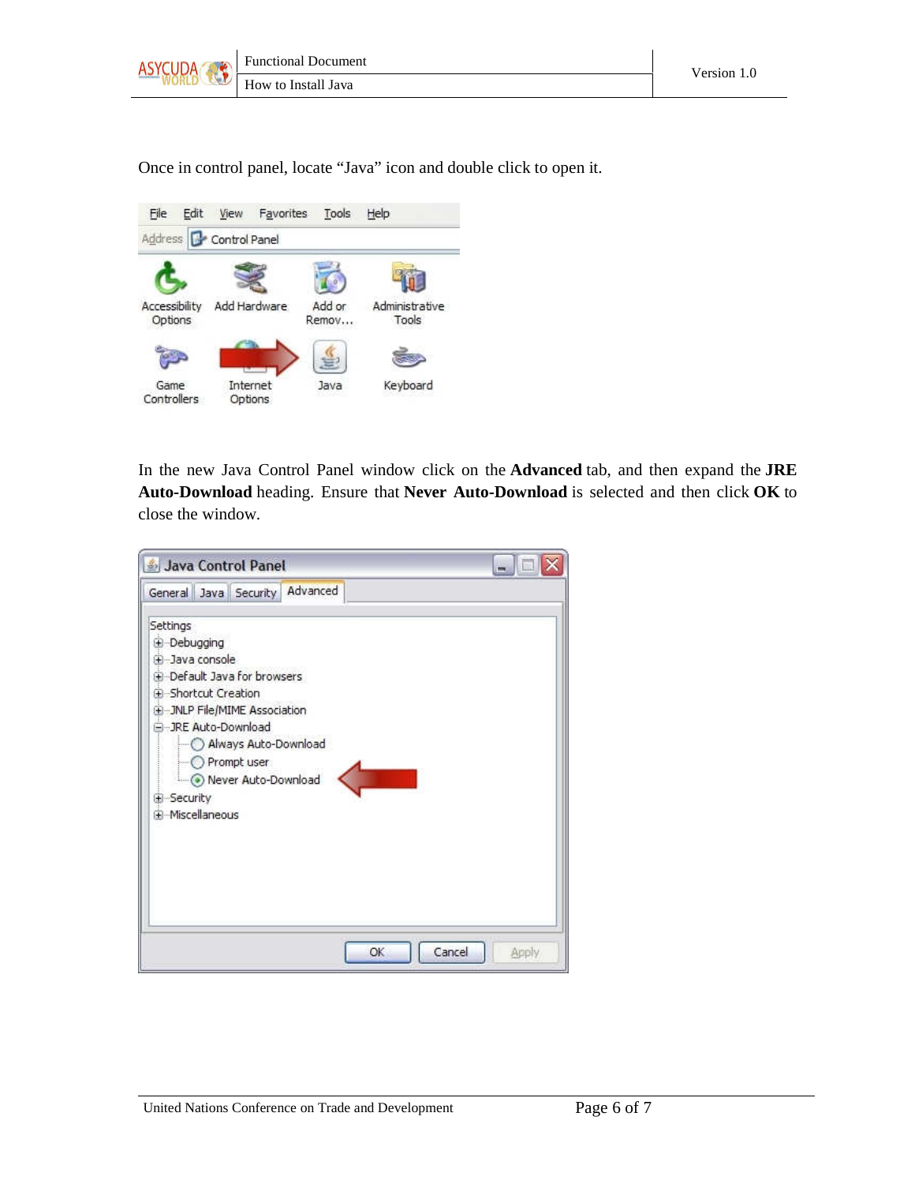Once in control panel, locate “Java” icon and double click to open it.

In the new Java Control Panel window click on the **Advanced** tab, and then expand the **JRE Auto-Download** heading. Ensure that **Never Auto-Download** is selected and then click **OK** to close the window.